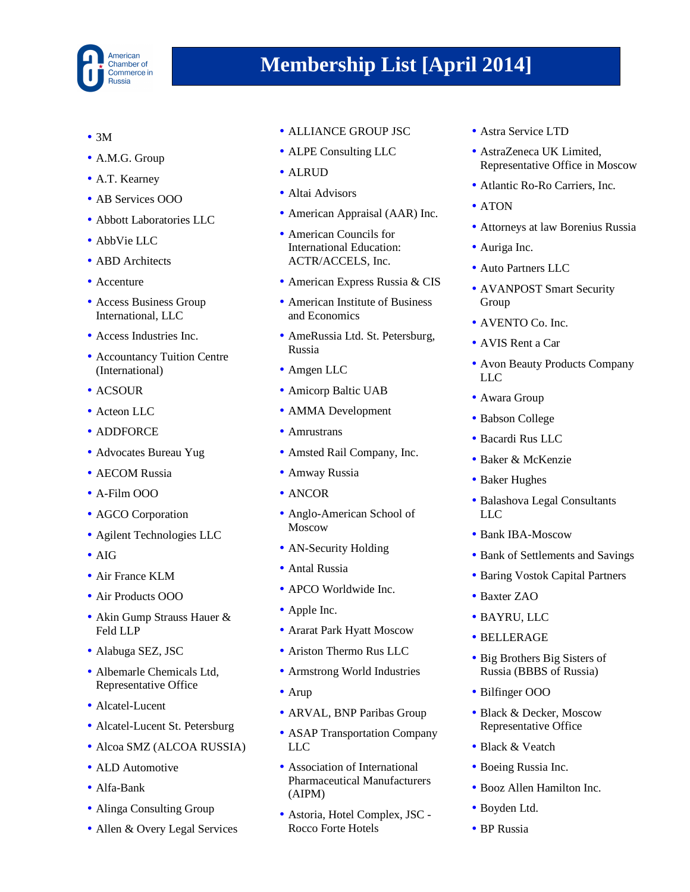# Membership List [April 2014]

- 3M
- A.M.G. Group
- A.T. Kearney
- AB Services OOO
- Abbott Laboratories LLC
- AbbVie LLC
- ABD Architects
- Accenture
- Access Business Group International, LLC
- Access Industries Inc.
- Accountancy Tuition Centre (International)
- ACSOUR
- Acteon LLC
- ADDFORCE
- Advocates Bureau Yug
- AECOM Russia
- A-Film OOO
- AGCO Corporation
- Agilent Technologies LLC
- AIG
- Air France KLM
- Air Products OOO
- Akin Gump Strauss Hauer & Feld LLP
- Alabuga SEZ, JSC
- Albemarle Chemicals Ltd, Representative Office
- Alcatel-Lucent
- Alcatel-Lucent St. Petersburg
- Alcoa SMZ (ALCOA RUSSIA)
- ALD Automotive
- Alfa-Bank
- Alinga Consulting Group
- Allen & Overy Legal Services
- ALLIANCE GROUP JSC
- ALPE Consulting LLC
- ALRUD
- Altai Advisors
- American Appraisal (AAR) Inc.
- American Councils for International Education: ACTR/ACCELS, Inc.
- American Express Russia & CIS
- American Institute of Business and Economics
- AmeRussia Ltd. St. Petersburg, Russia
- Amgen LLC
- Amicorp Baltic UAB
- AMMA Development
- Amrustrans
- Amsted Rail Company, Inc.
- Amway Russia
- ANCOR
- Anglo-American School of Moscow
- AN-Security Holding
- Antal Russia
- APCO Worldwide Inc.
- Apple Inc.
- Ararat Park Hyatt Moscow
- Ariston Thermo Rus LLC
- Armstrong World Industries
- Arup
- ARVAL, BNP Paribas Group
- ASAP Transportation Company LLC
- Association of International Pharmaceutical Manufacturers (AIPM)
- Astoria, Hotel Complex, JSC - Rocco Forte Hotels
- Astra Service LTD
- AstraZeneca UK Limited, Representative Office in Moscow
- Atlantic Ro-Ro Carriers, Inc.
- ATON
- Attorneys at law Borenius Russia
- Auriga Inc.
- Auto Partners LLC
- AVANPOST Smart Security Group
- AVENTO Co. Inc.
- AVIS Rent a Car
- Avon Beauty Products Company LLC
- Awara Group
- Babson College
- Bacardi Rus LLC
- Baker & McKenzie
- Baker Hughes
- Balashova Legal Consultants LLC
- Bank IBA-Moscow
- Bank of Settlements and Savings
- Baring Vostok Capital Partners
- Baxter ZAO
- BAYRU, LLC
- BELLERAGE
- Big Brothers Big Sisters of Russia (BBBS of Russia)
- Bilfinger OOO
- Black & Decker, Moscow Representative Office
- Black & Veatch
- Boeing Russia Inc.
- Booz Allen Hamilton Inc.
- Boyden Ltd.
- BP Russia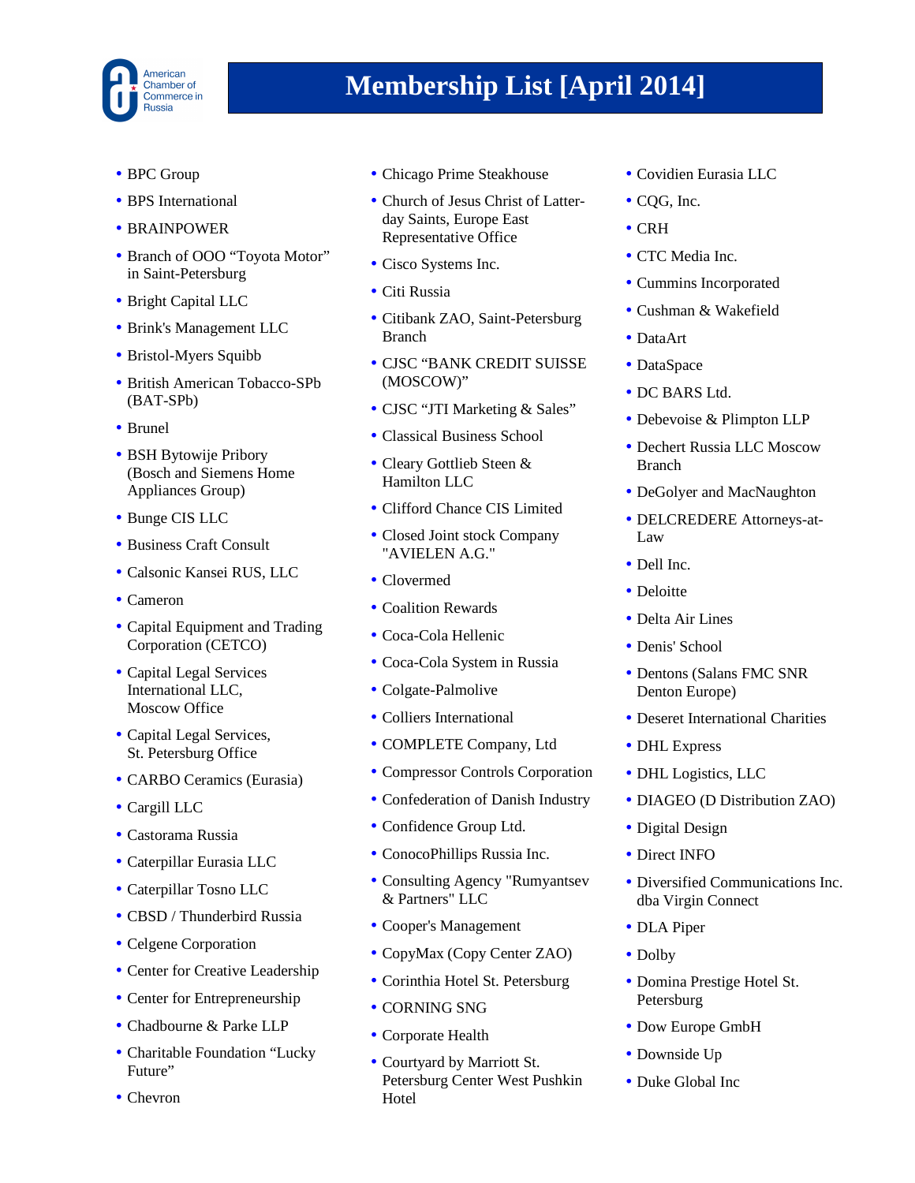# Membership List [April 2014]

- BPC Group
- BPS International
- BRAINPOWER
- Branch of OOO “Toyota Motor” in Saint-Petersburg
- Bright Capital LLC
- Brink's Management LLC
- Bristol-Myers Squibb
- British American Tobacco-SPb (BAT-SPb)
- Brunel
- BSH Bytowije Pribory (Bosch and Siemens Home Appliances Group)
- Bunge CIS LLC
- Business Craft Consult
- Calsonic Kansei RUS, LLC
- Cameron
- Capital Equipment and Trading Corporation (CETCO)
- Capital Legal Services International LLC, Moscow Office
- Capital Legal Services, St. Petersburg Office
- CARBO Ceramics (Eurasia)
- Cargill LLC
- Castorama Russia
- Caterpillar Eurasia LLC
- Caterpillar Tosno LLC
- CBSD / Thunderbird Russia
- Celgene Corporation
- Center for Creative Leadership
- Center for Entrepreneurship
- Chadbourne & Parke LLP
- Charitable Foundation “Lucky Future”
- Chevron
- Chicago Prime Steakhouse
- Church of Jesus Christ of Latter-day Saints, Europe East Representative Office
- Cisco Systems Inc.
- Citi Russia
- Citibank ZAO, Saint-Petersburg Branch
- CJSC “BANK CREDIT SUISSE (MOSCOW)”
- CJSC “JTI Marketing & Sales”
- Classical Business School
- Cleary Gottlieb Steen & Hamilton LLC
- Clifford Chance CIS Limited
- Closed Joint stock Company "AVIELEN A.G."
- Clovermed
- Coalition Rewards
- Coca-Cola Hellenic
- Coca-Cola System in Russia
- Colgate-Palmolive
- Colliers International
- COMPLETE Company, Ltd
- Compressor Controls Corporation
- Confederation of Danish Industry
- Confidence Group Ltd.
- ConocoPhillips Russia Inc.
- Consulting Agency "Rumyantsev & Partners" LLC
- Cooper's Management
- CopyMax (Copy Center ZAO)
- Corinthia Hotel St. Petersburg
- CORNING SNG
- Corporate Health
- Courtyard by Marriott St. Petersburg Center West Pushkin Hotel
- Covidien Eurasia LLC
- CQG, Inc.
- CRH
- CTC Media Inc.
- Cummins Incorporated
- Cushman & Wakefield
- DataArt
- DataSpace
- DC BARS Ltd.
- Debevoise & Plimpton LLP
- Dechert Russia LLC Moscow Branch
- DeGolyer and MacNaughton
- DELCREDERE Attorneys-at-Law
- Dell Inc.
- Deloitte
- Delta Air Lines
- Denis' School
- Dentons (Salans FMC SNR Denton Europe)
- Deseret International Charities
- DHL Express
- DHL Logistics, LLC
- DIAGEO (D Distribution ZAO)
- Digital Design
- Direct INFO
- Diversified Communications Inc. dba Virgin Connect
- DLA Piper
- Dolby
- Domina Prestige Hotel St. Petersburg
- Dow Europe GmbH
- Downside Up
- Duke Global Inc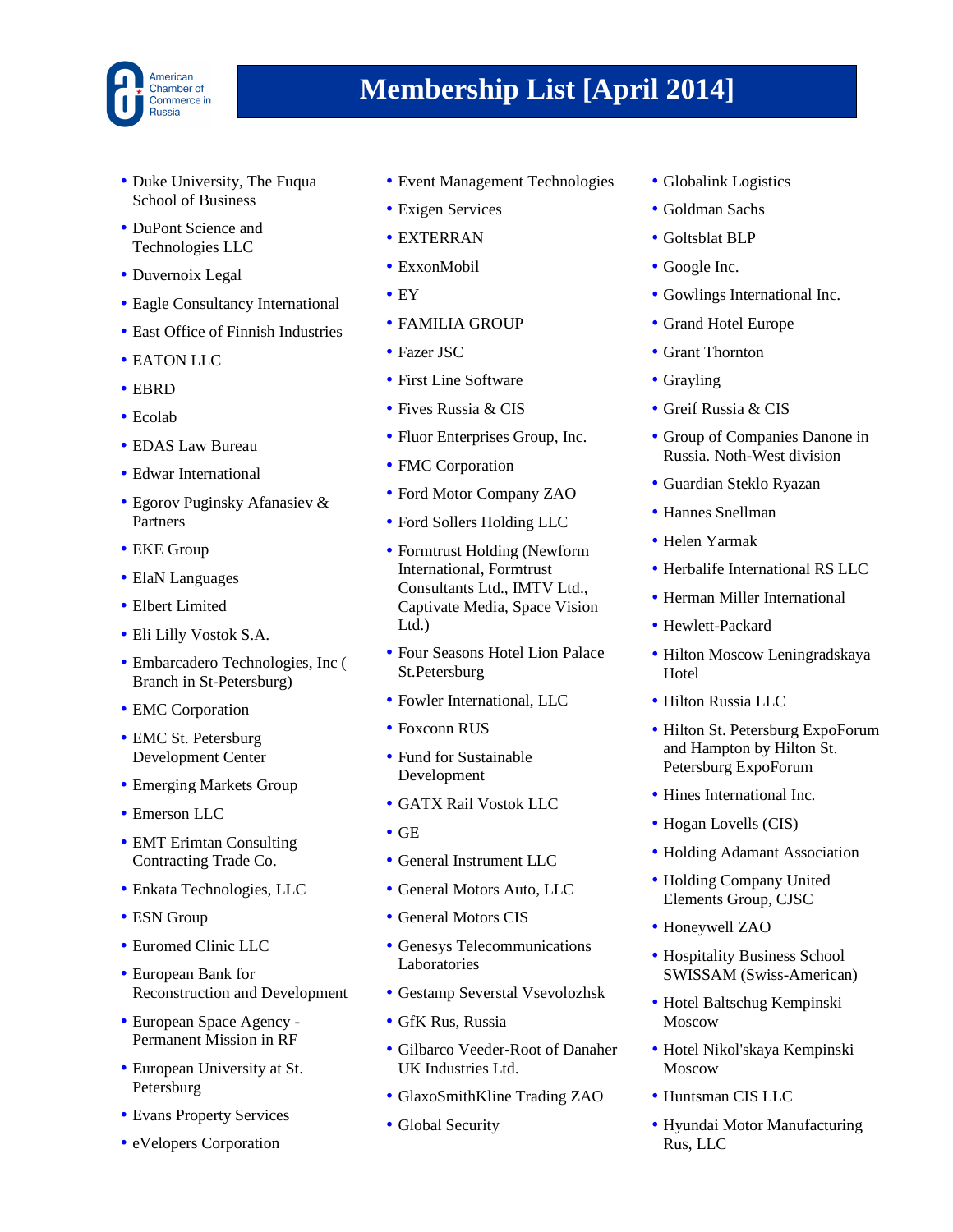# Membership List [April 2014]

- Duke University, The Fuqua School of Business
- DuPont Science and Technologies LLC
- Duvernoix Legal
- Eagle Consultancy International
- East Office of Finnish Industries
- EATON LLC
- EBRD
- Ecolab
- EDAS Law Bureau
- Edwar International
- Egorov Puginsky Afanasiev & Partners
- EKE Group
- ElaN Languages
- Elbert Limited
- Eli Lilly Vostok S.A.
- Embarcadero Technologies, Inc ( Branch in St-Petersburg)
- EMC Corporation
- EMC St. Petersburg Development Center
- Emerging Markets Group
- Emerson LLC
- EMT Erimtan Consulting Contracting Trade Co.
- Enkata Technologies, LLC
- ESN Group
- Euromed Clinic LLC
- European Bank for Reconstruction and Development
- European Space Agency - Permanent Mission in RF
- European University at St. Petersburg
- Evans Property Services
- eVelopers Corporation
- Event Management Technologies
- Exigen Services
- EXTERRAN
- ExxonMobil
- EY
- FAMILIA GROUP
- Fazer JSC
- First Line Software
- Fives Russia & CIS
- Fluor Enterprises Group, Inc.
- FMC Corporation
- Ford Motor Company ZAO
- Ford Sollers Holding LLC
- Formtrust Holding (Newform International, Formtrust Consultants Ltd., IMTV Ltd., Captivate Media, Space Vision Ltd.)
- Four Seasons Hotel Lion Palace St.Petersburg
- Fowler International, LLC
- Foxconn RUS
- Fund for Sustainable Development
- GATX Rail Vostok LLC
- GE
- General Instrument LLC
- General Motors Auto, LLC
- General Motors CIS
- Genesys Telecommunications Laboratories
- Gestamp Severstal Vsevolozhsk
- GfK Rus, Russia
- Gilbarco Veeder-Root of Danaher UK Industries Ltd.
- GlaxoSmithKline Trading ZAO
- Global Security
- Globalink Logistics
- Goldman Sachs
- Goltsblat BLP
- Google Inc.
- Gowlings International Inc.
- Grand Hotel Europe
- Grant Thornton
- Grayling
- Greif Russia & CIS
- Group of Companies Danone in Russia. Noth-West division
- Guardian Steklo Ryazan
- Hannes Snellman
- Helen Yarmak
- Herbalife International RS LLC
- Herman Miller International
- Hewlett-Packard
- Hilton Moscow Leningradskaya Hotel
- Hilton Russia LLC
- Hilton St. Petersburg ExpoForum and Hampton by Hilton St. Petersburg ExpoForum
- Hines International Inc.
- Hogan Lovells (CIS)
- Holding Adamant Association
- Holding Company United Elements Group, CJSC
- Honeywell ZAO
- Hospitality Business School SWISSAM (Swiss-American)
- Hotel Baltschug Kempinski Moscow
- Hotel Nikol'skaya Kempinski Moscow
- Huntsman CIS LLC
- Hyundai Motor Manufacturing Rus, LLC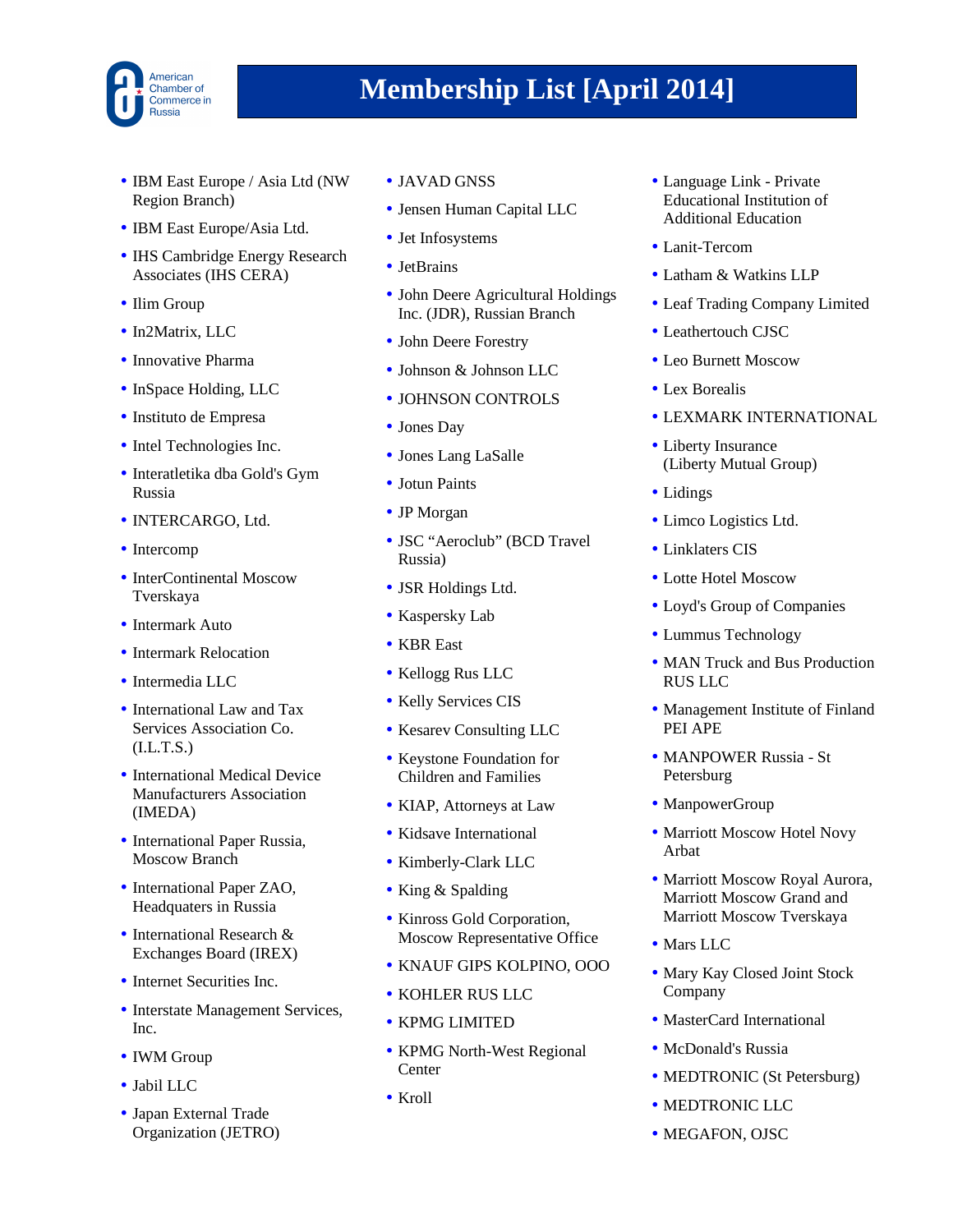# Membership List [April 2014]

- IBM East Europe / Asia Ltd (NW Region Branch)
- IBM East Europe/Asia Ltd.
- IHS Cambridge Energy Research Associates (IHS CERA)
- Ilim Group
- In2Matrix, LLC
- Innovative Pharma
- InSpace Holding, LLC
- Instituto de Empresa
- Intel Technologies Inc.
- Interatletika dba Gold's Gym Russia
- INTERCARGO, Ltd.
- Intercomp
- InterContinental Moscow Tverskaya
- Intermark Auto
- Intermark Relocation
- Intermedia LLC
- International Law and Tax Services Association Co. (I.L.T.S.)
- International Medical Device Manufacturers Association (IMEDA)
- International Paper Russia, Moscow Branch
- International Paper ZAO, Headquaters in Russia
- International Research & Exchanges Board (IREX)
- Internet Securities Inc.
- Interstate Management Services, Inc.
- IWM Group
- Jabil LLC
- Japan External Trade Organization (JETRO)
- JAVAD GNSS
- Jensen Human Capital LLC
- Jet Infosystems
- JetBrains
- John Deere Agricultural Holdings Inc. (JDR), Russian Branch
- John Deere Forestry
- Johnson & Johnson LLC
- JOHNSON CONTROLS
- Jones Day
- Jones Lang LaSalle
- Jotun Paints
- JP Morgan
- JSC “Aeroclub” (BCD Travel Russia)
- JSR Holdings Ltd.
- Kaspersky Lab
- KBR East
- Kellogg Rus LLC
- Kelly Services CIS
- Kesarev Consulting LLC
- Keystone Foundation for Children and Families
- KIAP, Attorneys at Law
- Kidsave International
- Kimberly-Clark LLC
- King & Spalding
- Kinross Gold Corporation, Moscow Representative Office
- KNAUF GIPS KOLPINO, OOO
- KOHLER RUS LLC
- KPMG LIMITED
- KPMG North-West Regional Center
- Kroll
- Language Link - Private Educational Institution of Additional Education
- Lanit-Tercom
- Latham & Watkins LLP
- Leaf Trading Company Limited
- Leathertouch CJSC
- Leo Burnett Moscow
- Lex Borealis
- LEXMARK INTERNATIONAL
- Liberty Insurance (Liberty Mutual Group)
- Lidings
- Limco Logistics Ltd.
- Linklaters CIS
- Lotte Hotel Moscow
- Loyd's Group of Companies
- Lummus Technology
- MAN Truck and Bus Production RUS LLC
- Management Institute of Finland PEI APE
- MANPOWER Russia - St Petersburg
- ManpowerGroup
- Marriott Moscow Hotel Novy Arbat
- Marriott Moscow Royal Aurora, Marriott Moscow Grand and Marriott Moscow Tverskaya
- Mars LLC
- Mary Kay Closed Joint Stock Company
- MasterCard International
- McDonald's Russia
- MEDTRONIC (St Petersburg)
- MEDTRONIC LLC
- MEGAFON, OJSC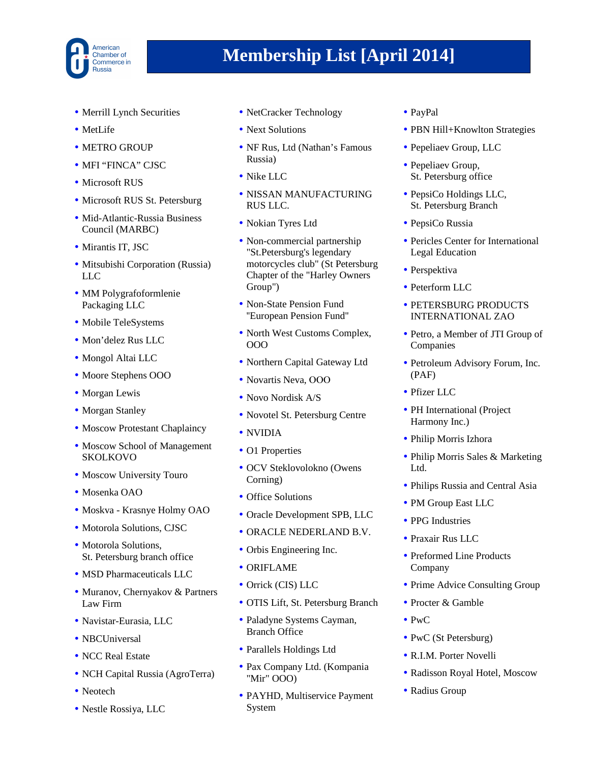# Membership List [April 2014]

- Merrill Lynch Securities
- MetLife
- METRO GROUP
- MFI “FINCA” CJSC
- Microsoft RUS
- Microsoft RUS St. Petersburg
- Mid-Atlantic-Russia Business Council (MARBC)
- Mirantis IT, JSC
- Mitsubishi Corporation (Russia) LLC
- MM Polygrafoformlenie Packaging LLC
- Mobile TeleSystems
- Mon’delez Rus LLC
- Mongol Altai LLC
- Moore Stephens OOO
- Morgan Lewis
- Morgan Stanley
- Moscow Protestant Chaplaincy
- Moscow School of Management SKOLKOVO
- Moscow University Touro
- Mosenka OAO
- Moskva - Krasnye Holmy OAO
- Motorola Solutions, CJSC
- Motorola Solutions, St. Petersburg branch office
- MSD Pharmaceuticals LLC
- Muranov, Chernyakov & Partners Law Firm
- Navistar-Eurasia, LLC
- NBCUniversal
- NCC Real Estate
- NCH Capital Russia (AgroTerra)
- Neotech
- Nestle Rossiya, LLC
- NetCracker Technology
- Next Solutions
- NF Rus, Ltd (Nathan’s Famous Russia)
- Nike LLC
- NISSAN MANUFACTURING RUS LLC.
- Nokian Tyres Ltd
- Non-commercial partnership "St.Petersburg's legendary motorcycles club" (St Petersburg Chapter of the "Harley Owners Group")
- Non-State Pension Fund "European Pension Fund"
- North West Customs Complex, OOO
- Northern Capital Gateway Ltd
- Novartis Neva, OOO
- Novo Nordisk A/S
- Novotel St. Petersburg Centre
- NVIDIA
- O1 Properties
- OCV Steklovolokno (Owens Corning)
- Office Solutions
- Oracle Development SPB, LLC
- ORACLE NEDERLAND B.V.
- Orbis Engineering Inc.
- ORIFLAME
- Orrick (CIS) LLC
- OTIS Lift, St. Petersburg Branch
- Paladyne Systems Cayman, Branch Office
- Parallels Holdings Ltd
- Pax Company Ltd. (Kompania "Mir" OOO)
- PAYHD, Multiservice Payment System
- PayPal
- PBN Hill+Knowlton Strategies
- Pepeliaev Group, LLC
- Pepeliaev Group, St. Petersburg office
- PepsiCo Holdings LLC, St. Petersburg Branch
- PepsiCo Russia
- Pericles Center for International Legal Education
- Perspektiva
- Peterform LLC
- PETERSBURG PRODUCTS INTERNATIONAL ZAO
- Petro, a Member of JTI Group of Companies
- Petroleum Advisory Forum, Inc. (PAF)
- Pfizer LLC
- PH International (Project Harmony Inc.)
- Philip Morris Izhora
- Philip Morris Sales & Marketing Ltd.
- Philips Russia and Central Asia
- PM Group East LLC
- PPG Industries
- Praxair Rus LLC
- Preformed Line Products Company
- Prime Advice Consulting Group
- Procter & Gamble
- PwC
- PwC (St Petersburg)
- R.I.M. Porter Novelli
- Radisson Royal Hotel, Moscow
- Radius Group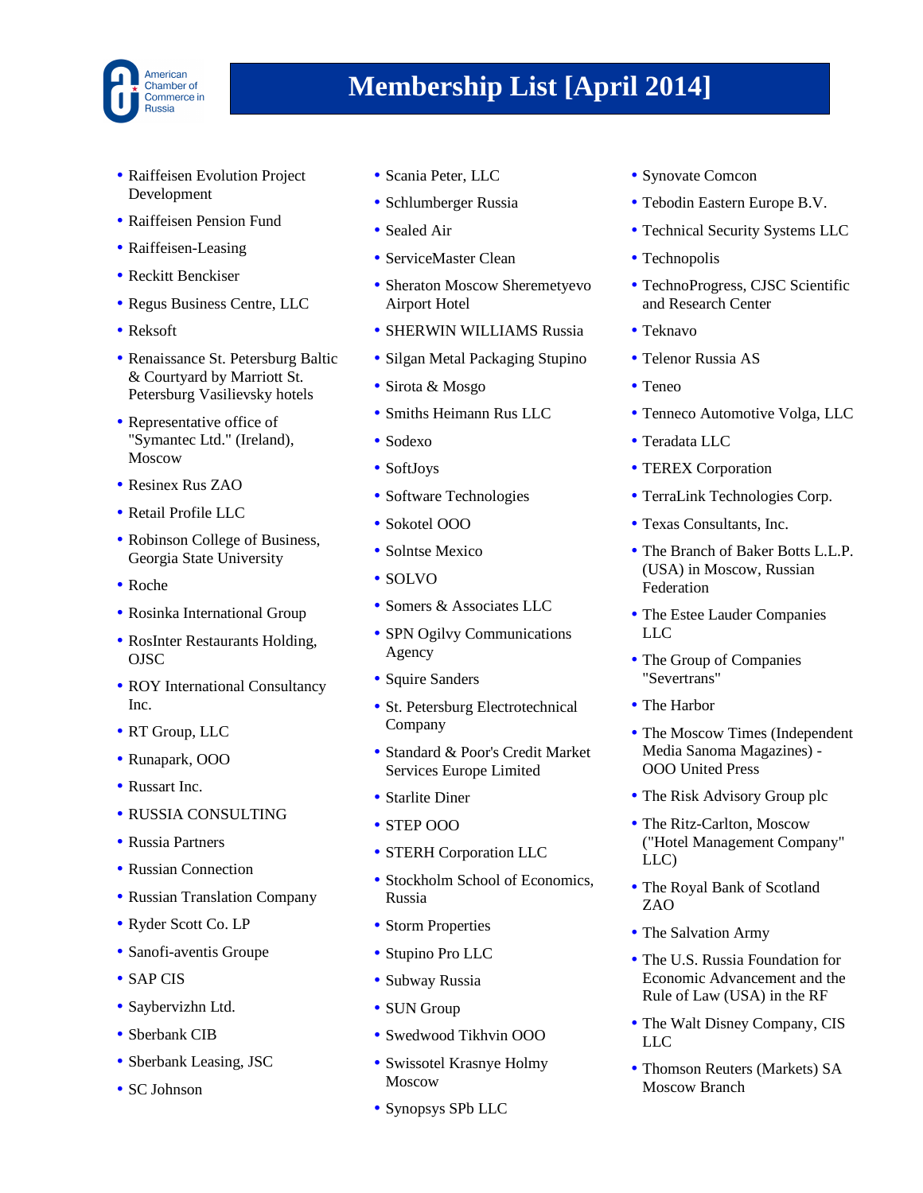# Membership List [April 2014]

- Raiffeisen Evolution Project Development
- Raiffeisen Pension Fund
- Raiffeisen-Leasing
- Reckitt Benckiser
- Regus Business Centre, LLC
- Reksoft
- Renaissance St. Petersburg Baltic & Courtyard by Marriott St. Petersburg Vasilievsky hotels
- Representative office of "Symantec Ltd." (Ireland), Moscow
- Resinex Rus ZAO
- Retail Profile LLC
- Robinson College of Business, Georgia State University
- Roche
- Rosinka International Group
- RosInter Restaurants Holding, OJSC
- ROY International Consultancy Inc.
- RT Group, LLC
- Runapark, OOO
- Russart Inc.
- RUSSIA CONSULTING
- Russia Partners
- Russian Connection
- Russian Translation Company
- Ryder Scott Co. LP
- Sanofi-aventis Groupe
- SAP CIS
- Saybervizhn Ltd.
- Sberbank CIB
- Sberbank Leasing, JSC
- SC Johnson
- Scania Peter, LLC
- Schlumberger Russia
- Sealed Air
- ServiceMaster Clean
- Sheraton Moscow Sheremetyevo Airport Hotel
- SHERWIN WILLIAMS Russia
- Silgan Metal Packaging Stupino
- Sirota & Mosgo
- Smiths Heimann Rus LLC
- Sodexo
- SoftJoys
- Software Technologies
- Sokotel OOO
- Solntse Mexico
- SOLVO
- Somers & Associates LLC
- SPN Ogilvy Communications Agency
- Squire Sanders
- St. Petersburg Electrotechnical Company
- Standard & Poor's Credit Market Services Europe Limited
- Starlite Diner
- STEP OOO
- STERH Corporation LLC
- Stockholm School of Economics, Russia
- Storm Properties
- Stupino Pro LLC
- Subway Russia
- SUN Group
- Swedwood Tikhvin OOO
- Swissotel Krasnye Holmy Moscow
- Synopsys SPb LLC
- Synovate Comcon
- Tebodin Eastern Europe B.V.
- Technical Security Systems LLC
- Technopolis
- TechnoProgress, CJSC Scientific and Research Center
- Teknavo
- Telenor Russia AS
- Teneo
- Tenneco Automotive Volga, LLC
- Teradata LLC
- TEREX Corporation
- TerraLink Technologies Corp.
- Texas Consultants, Inc.
- The Branch of Baker Botts L.L.P. (USA) in Moscow, Russian Federation
- The Estee Lauder Companies LLC
- The Group of Companies "Severtrans"
- The Harbor
- The Moscow Times (Independent Media Sanoma Magazines) - OOO United Press
- The Risk Advisory Group plc
- The Ritz-Carlton, Moscow ("Hotel Management Company" LLC)
- The Royal Bank of Scotland ZAO
- The Salvation Army
- The U.S. Russia Foundation for Economic Advancement and the Rule of Law (USA) in the RF
- The Walt Disney Company, CIS LLC
- Thomson Reuters (Markets) SA Moscow Branch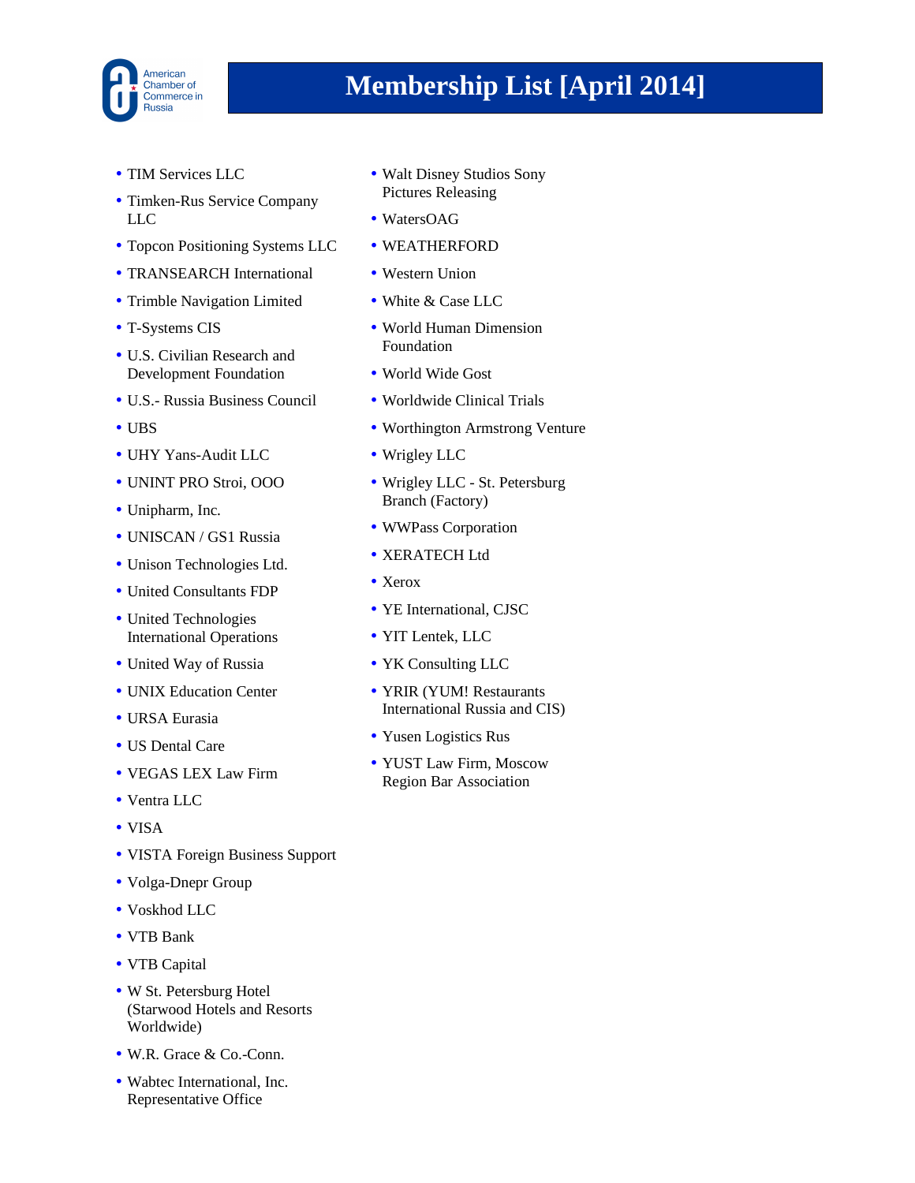# Membership List [April 2014]

- TIM Services LLC
- Timken-Rus Service Company LLC
- Topcon Positioning Systems LLC
- TRANSEARCH International
- Trimble Navigation Limited
- T-Systems CIS
- U.S. Civilian Research and Development Foundation
- U.S.- Russia Business Council
- UBS
- UHY Yans-Audit LLC
- UNINT PRO Stroi, OOO
- Unipharm, Inc.
- UNISCAN / GS1 Russia
- Unison Technologies Ltd.
- United Consultants FDP
- United Technologies International Operations
- United Way of Russia
- UNIX Education Center
- URSA Eurasia
- US Dental Care
- VEGAS LEX Law Firm
- Ventra LLC
- VISA
- VISTA Foreign Business Support
- Volga-Dnepr Group
- Voskhod LLC
- VTB Bank
- VTB Capital
- W St. Petersburg Hotel (Starwood Hotels and Resorts Worldwide)
- W.R. Grace & Co.-Conn.
- Wabtec International, Inc. Representative Office
- Walt Disney Studios Sony Pictures Releasing
- WatersOAG
- WEATHERFORD
- Western Union
- White & Case LLC
- World Human Dimension Foundation
- World Wide Gost
- Worldwide Clinical Trials
- Worthington Armstrong Venture
- Wrigley LLC
- Wrigley LLC - St. Petersburg Branch (Factory)
- WWPass Corporation
- XERATECH Ltd
- Xerox
- YE International, CJSC
- YIT Lentek, LLC
- YK Consulting LLC
- YRIR (YUM! Restaurants International Russia and CIS)
- Yusen Logistics Rus
- YUST Law Firm, Moscow Region Bar Association